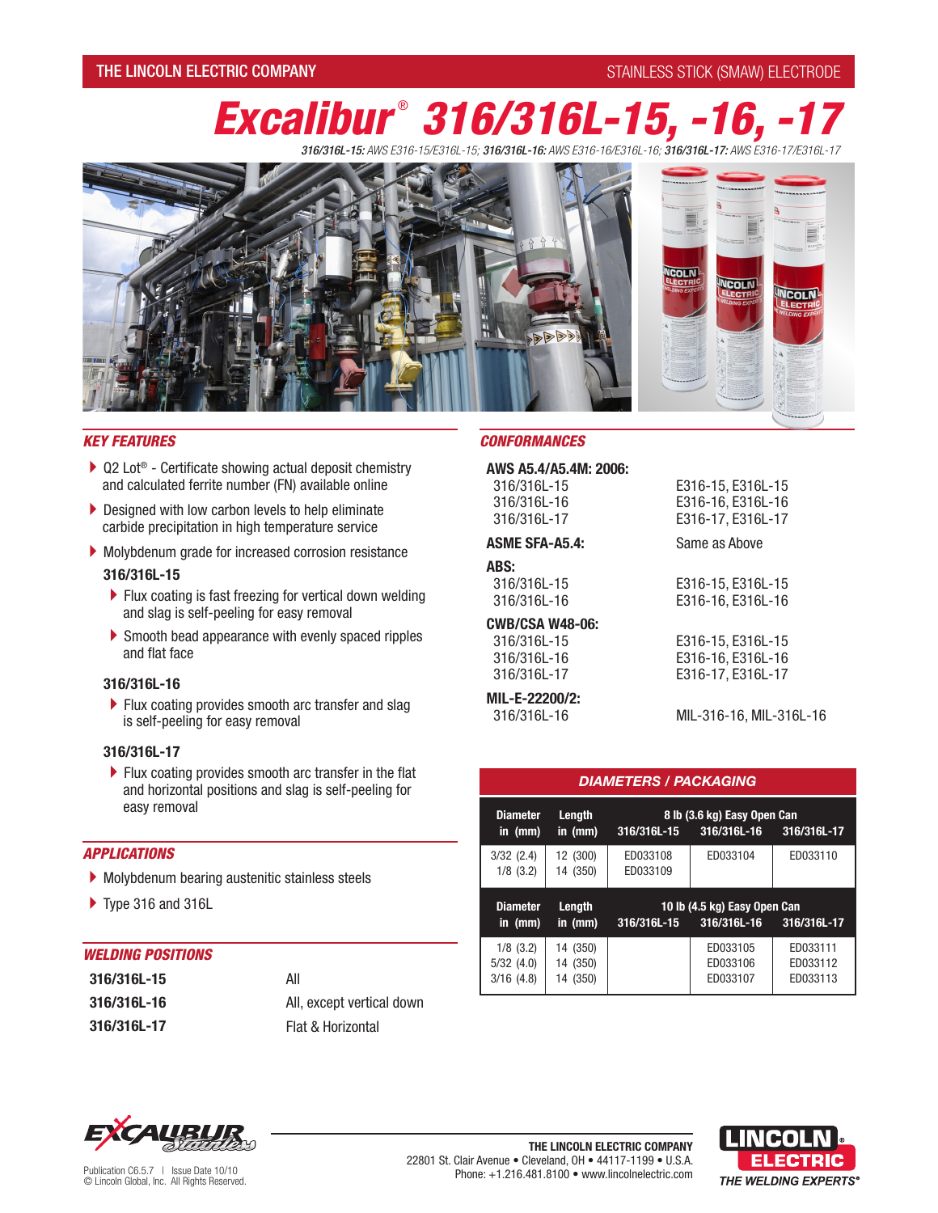THE LINCOLN ELECTRIC COMPANY — STAINLESS STICK (SMAW) ELECTRODE

# Excalibur® 316/316L-15, -16, -17

*316/316L-15: AWS E316-15/E316L-15; 316/316L-16: AWS E316-16/E316L-16; 316/316L-17: AWS E316-17/E316L-17*

## KEY FEATURES

- Q2 Lot® - Certificate showing actual deposit chemistry and calculated ferrite number (FN) available online
- Designed with low carbon levels to help eliminate carbide precipitation in high temperature service
- Molybdenum grade for increased corrosion resistance

**316/316L-15**

- Flux coating is fast freezing for vertical down welding and slag is self-peeling for easy removal
- Smooth bead appearance with evenly spaced ripples and flat face

**316/316L-16**

- Flux coating provides smooth arc transfer and slag is self-peeling for easy removal

**316/316L-17**

- Flux coating provides smooth arc transfer in the flat and horizontal positions and slag is self-peeling for easy removal

## APPLICATIONS

- Molybdenum bearing austenitic stainless steels
- Type 316 and 316L

## WELDING POSITIONS

| | |
|---|---|
| **316/316L-15** | All |
| **316/316L-16** | All, except vertical down |
| **316/316L-17** | Flat & Horizontal |

## CONFORMANCES

| | |
|---|---|
| **AWS A5.4/A5.4M: 2006:** | |
| 316/316L-15 | E316-15, E316L-15 |
| 316/316L-16 | E316-16, E316L-16 |
| 316/316L-17 | E316-17, E316L-17 |
| **ASME SFA-A5.4:** | Same as Above |
| **ABS:** | |
| 316/316L-15 | E316-15, E316L-15 |
| 316/316L-16 | E316-16, E316L-16 |
| **CWB/CSA W48-06:** | |
| 316/316L-15 | E316-15, E316L-15 |
| 316/316L-16 | E316-16, E316L-16 |
| 316/316L-17 | E316-17, E316L-17 |
| **MIL-E-22200/2:** | |
| 316/316L-16 | MIL-316-16, MIL-316L-16 |

## DIAMETERS / PACKAGING

| Diameter in (mm) | Length in (mm) | 8 lb (3.6 kg) Easy Open Can 316/316L-15 | 316/316L-16 | 316/316L-17 |
|---|---|---|---|---|
| 3/32 (2.4) | 12 (300) | ED033108 | ED033104 | ED033110 |
| 1/8 (3.2) | 14 (350) | ED033109 | | |
| **Diameter in (mm)** | **Length in (mm)** | **10 lb (4.5 kg) Easy Open Can 316/316L-15** | **316/316L-16** | **316/316L-17** |
| 1/8 (3.2) | 14 (350) | | ED033105 | ED033111 |
| 5/32 (4.0) | 14 (350) | | ED033106 | ED033112 |
| 3/16 (4.8) | 14 (350) | | ED033107 | ED033113 |

Publication C6.5.7 | Issue Date 10/10
© Lincoln Global, Inc. All Rights Reserved.

**THE LINCOLN ELECTRIC COMPANY**
22801 St. Clair Avenue • Cleveland, OH • 44117-1199 • U.S.A.
Phone: +1.216.481.8100 • www.lincolnelectric.com

LINCOLN ELECTRIC® THE WELDING EXPERTS®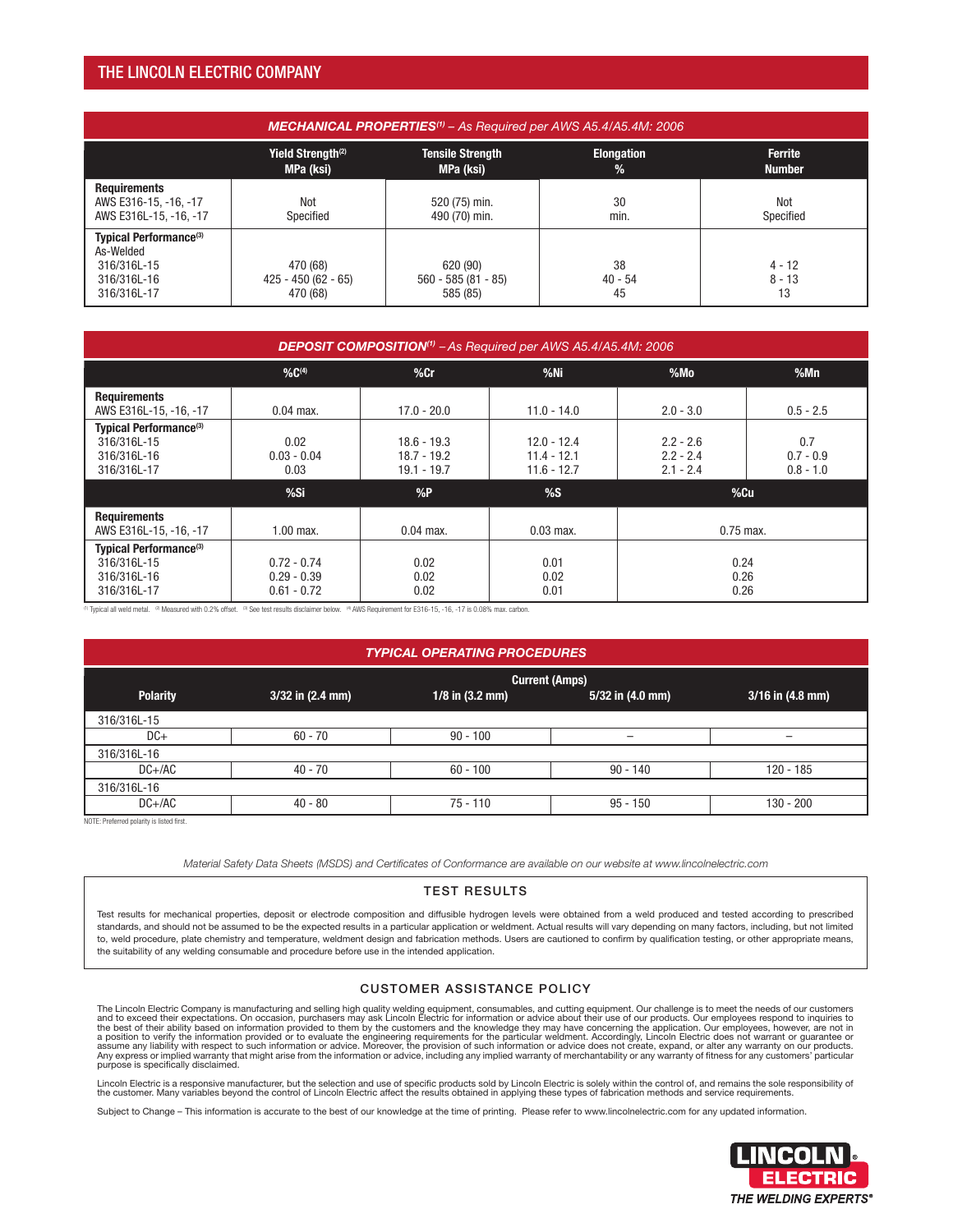## MECHANICAL PROPERTIES[1] – As Required per AWS A5.4/A5.4M: 2006

| | Yield Strength[2] MPa (ksi) | Tensile Strength MPa (ksi) | Elongation % | Ferrite Number |
|---|---|---|---|---|
| **Requirements** AWS E316-15, -16, -17 AWS E316L-15, -16, -17 | Not Specified | 520 (75) min. 490 (70) min. | 30 min. | Not Specified |
| **Typical Performance[3]** As-Welded 316/316L-15 316/316L-16 316/316L-17 | 470 (68) 425 - 450 (62 - 65) 470 (68) | 620 (90) 560 - 585 (81 - 85) 585 (85) | 38 40 - 54 45 | 4 - 12 8 - 13 13 |

## DEPOSIT COMPOSITION[1] – As Required per AWS A5.4/A5.4M: 2006

| | %C[4] | %Cr | %Ni | %Mo | %Mn |
|---|---|---|---|---|---|
| **Requirements** AWS E316L-15, -16, -17 | 0.04 max. | 17.0 - 20.0 | 11.0 - 14.0 | 2.0 - 3.0 | 0.5 - 2.5 |
| **Typical Performance[3]** 316/316L-15 316/316L-16 316/316L-17 | 0.02 0.03 - 0.04 0.03 | 18.6 - 19.3 18.7 - 19.2 19.1 - 19.7 | 12.0 - 12.4 11.4 - 12.1 11.6 - 12.7 | 2.2 - 2.6 2.2 - 2.4 2.1 - 2.4 | 0.7 0.7 - 0.9 0.8 - 1.0 |
| | **%Si** | **%P** | **%S** | **%Cu** | |
| **Requirements** AWS E316L-15, -16, -17 | 1.00 max. | 0.04 max. | 0.03 max. | 0.75 max. | |
| **Typical Performance[3]** 316/316L-15 316/316L-16 316/316L-17 | 0.72 - 0.74 0.29 - 0.39 0.61 - 0.72 | 0.02 0.02 0.02 | 0.01 0.02 0.01 | 0.24 0.26 0.26 | |

[1] Typical all weld metal. [2] Measured with 0.2% offset. [3] See test results disclaimer below. [4] AWS Requirement for E316-15, -16, -17 is 0.08% max. carbon.

## TYPICAL OPERATING PROCEDURES

| Polarity | Current (Amps) 3/32 in (2.4 mm) | 1/8 in (3.2 mm) | 5/32 in (4.0 mm) | 3/16 in (4.8 mm) |
|---|---|---|---|---|
| 316/316L-15 | | | | |
| DC+ | 60 - 70 | 90 - 100 | – | – |
| 316/316L-16 | | | | |
| DC+/AC | 40 - 70 | 60 - 100 | 90 - 140 | 120 - 185 |
| 316/316L-16 | | | | |
| DC+/AC | 40 - 80 | 75 - 110 | 95 - 150 | 130 - 200 |

NOTE: Preferred polarity is listed first.

*Material Safety Data Sheets (MSDS) and Certificates of Conformance are available on our website at www.lincolnelectric.com*

### TEST RESULTS

Test results for mechanical properties, deposit or electrode composition and diffusible hydrogen levels were obtained from a weld produced and tested according to prescribed standards, and should not be assumed to be the expected results in a particular application or weldment. Actual results will vary depending on many factors, including, but not limited to, weld procedure, plate chemistry and temperature, weldment design and fabrication methods. Users are cautioned to confirm by qualification testing, or other appropriate means, the suitability of any welding consumable and procedure before use in the intended application.

### CUSTOMER ASSISTANCE POLICY

The Lincoln Electric Company is manufacturing and selling high quality welding equipment, consumables, and cutting equipment. Our challenge is to meet the needs of our customers and to exceed their expectations. On occasion, purchasers may ask Lincoln Electric for information or advice about their use of our products. Our employees respond to inquiries to the best of their ability based on information provided to them by the customers and the knowledge they may have concerning the application. Our employees, however, are not in a position to verify the information provided or to evaluate the engineering requirements for the particular weldment. Accordingly, Lincoln Electric does not warrant or guarantee or assume any liability with respect to such information or advice. Moreover, the provision of such information or advice does not create, expand, or alter any warranty on our products. Any express or implied warranty that might arise from the information or advice, including any implied warranty of merchantability or any warranty of fitness for any customers' particular purpose is specifically disclaimed.

Lincoln Electric is a responsive manufacturer, but the selection and use of specific products sold by Lincoln Electric is solely within the control of, and remains the sole responsibility of the customer. Many variables beyond the control of Lincoln Electric affect the results obtained in applying these types of fabrication methods and service requirements.

Subject to Change – This information is accurate to the best of our knowledge at the time of printing. Please refer to www.lincolnelectric.com for any updated information.

LINCOLN ELECTRIC
THE WELDING EXPERTS®